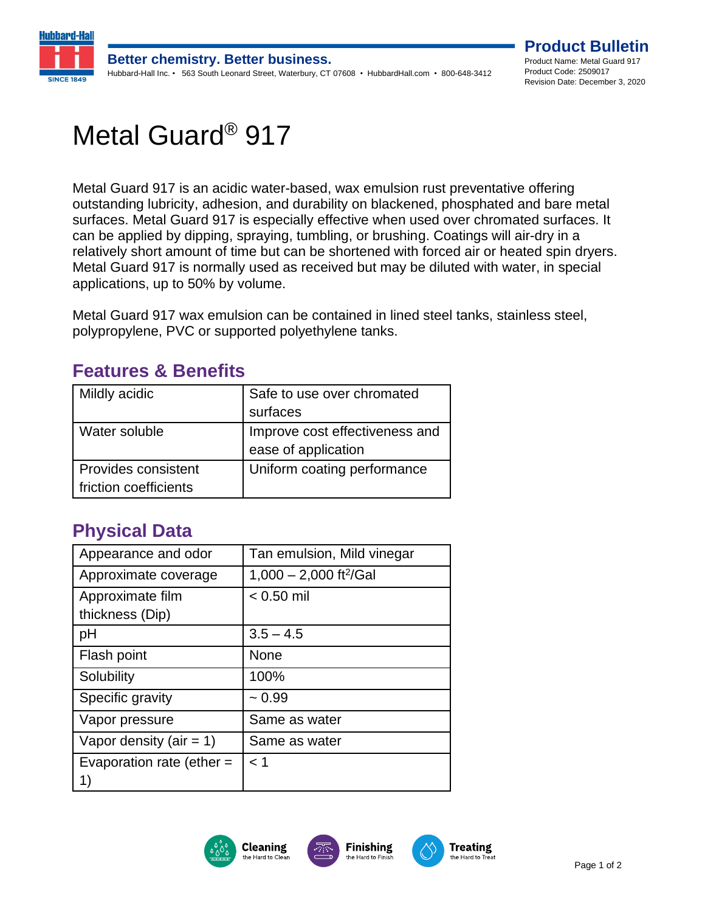**Product Bulletin**
Product Name: Metal Guard 917
Product Code: 2509017
Revision Date: December 3, 2020

# Metal Guard® 917

Metal Guard 917 is an acidic water-based, wax emulsion rust preventative offering outstanding lubricity, adhesion, and durability on blackened, phosphated and bare metal surfaces. Metal Guard 917 is especially effective when used over chromated surfaces. It can be applied by dipping, spraying, tumbling, or brushing. Coatings will air-dry in a relatively short amount of time but can be shortened with forced air or heated spin dryers. Metal Guard 917 is normally used as received but may be diluted with water, in special applications, up to 50% by volume.

Metal Guard 917 wax emulsion can be contained in lined steel tanks, stainless steel, polypropylene, PVC or supported polyethylene tanks.

## Features & Benefits

| Feature | Benefit |
|---|---|
| Mildly acidic | Safe to use over chromated surfaces |
| Water soluble | Improve cost effectiveness and ease of application |
| Provides consistent friction coefficients | Uniform coating performance |

## Physical Data

| Property | Value |
|---|---|
| Appearance and odor | Tan emulsion, Mild vinegar |
| Approximate coverage | 1,000 – 2,000 $ft^2$/Gal |
| Approximate film thickness (Dip) | < 0.50 mil |
| pH | 3.5 – 4.5 |
| Flash point | None |
| Solubility | 100% |
| Specific gravity | ~ 0.99 |
| Vapor pressure | Same as water |
| Vapor density (air = 1) | Same as water |
| Evaporation rate (ether = 1) | < 1 |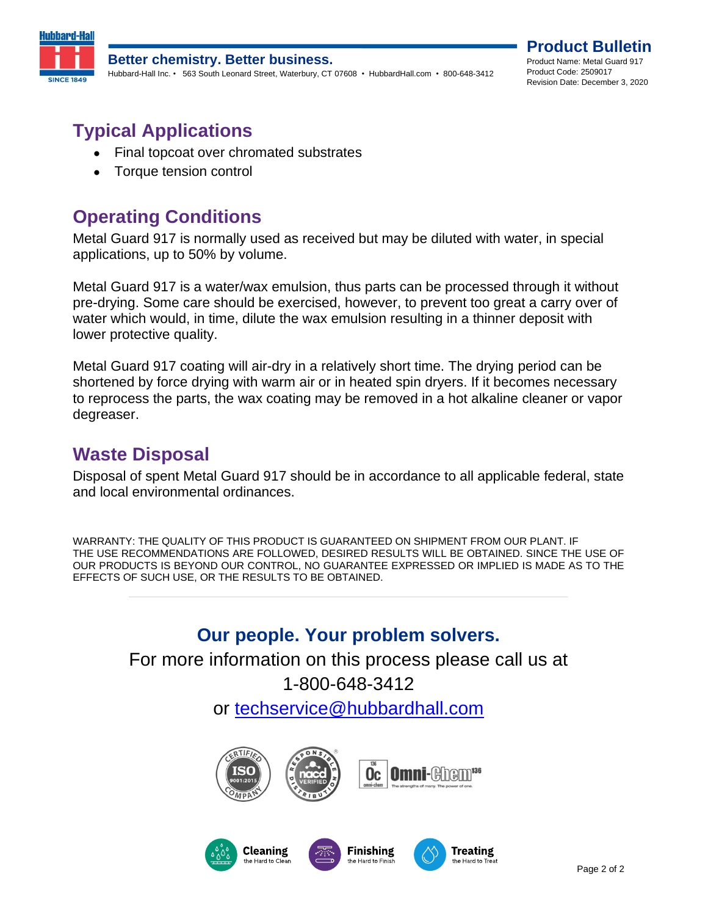## Typical Applications

- Final topcoat over chromated substrates
- Torque tension control

## Operating Conditions

Metal Guard 917 is normally used as received but may be diluted with water, in special applications, up to 50% by volume.

Metal Guard 917 is a water/wax emulsion, thus parts can be processed through it without pre-drying. Some care should be exercised, however, to prevent too great a carry over of water which would, in time, dilute the wax emulsion resulting in a thinner deposit with lower protective quality.

Metal Guard 917 coating will air-dry in a relatively short time. The drying period can be shortened by force drying with warm air or in heated spin dryers. If it becomes necessary to reprocess the parts, the wax coating may be removed in a hot alkaline cleaner or vapor degreaser.

## Waste Disposal

Disposal of spent Metal Guard 917 should be in accordance to all applicable federal, state and local environmental ordinances.

WARRANTY: THE QUALITY OF THIS PRODUCT IS GUARANTEED ON SHIPMENT FROM OUR PLANT. IF THE USE RECOMMENDATIONS ARE FOLLOWED, DESIRED RESULTS WILL BE OBTAINED. SINCE THE USE OF OUR PRODUCTS IS BEYOND OUR CONTROL, NO GUARANTEE EXPRESSED OR IMPLIED IS MADE AS TO THE EFFECTS OF SUCH USE, OR THE RESULTS TO BE OBTAINED.

**Our people. Your problem solvers.**

For more information on this process please call us at 1-800-648-3412

or techservice@hubbardhall.com